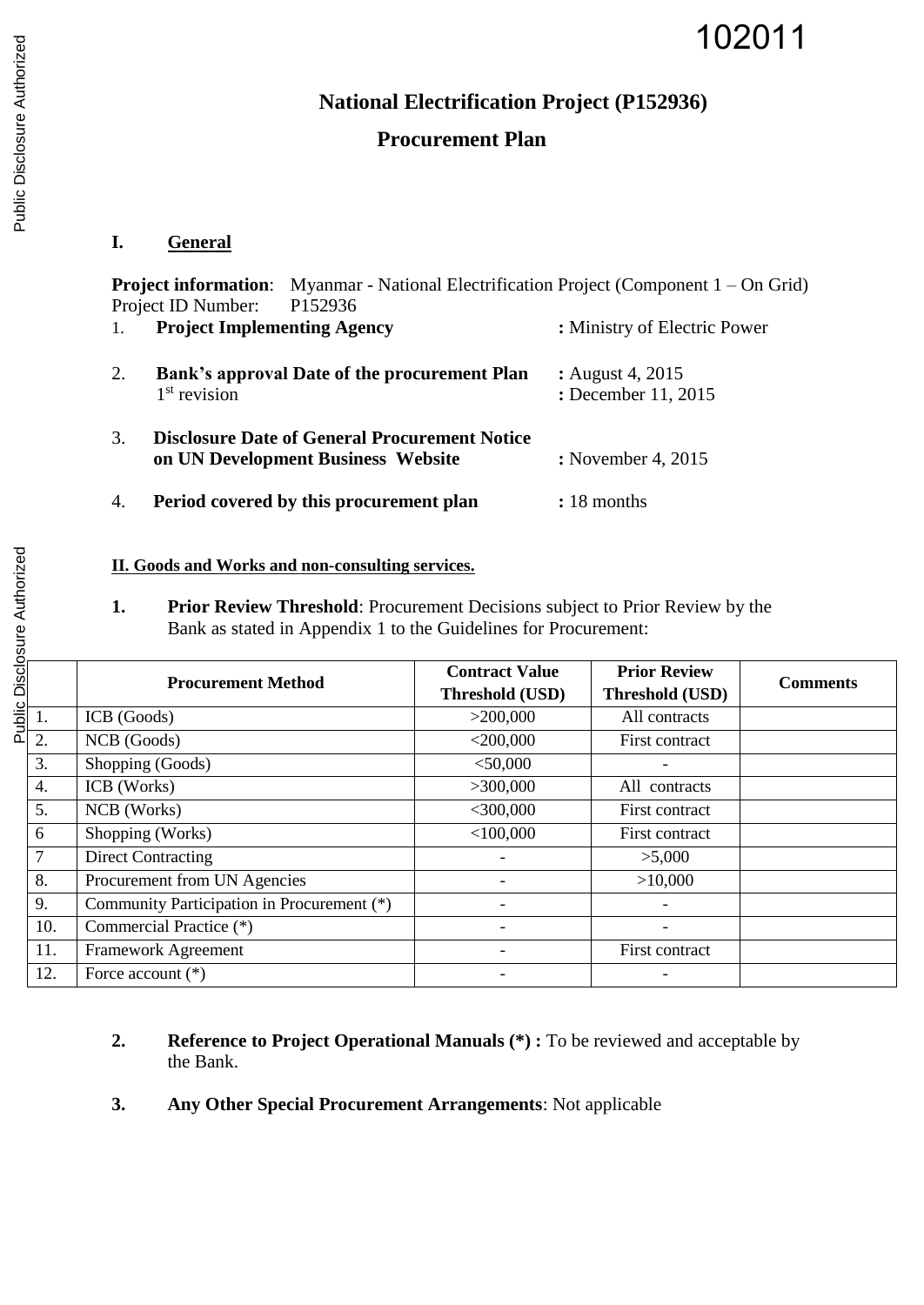102011

# National Electrification Project (P152936)

## Procurement Plan

### I. General

**Project information**: Myanmar - National Electrification Project (Component 1 – On Grid)
Project ID Number: P152936

1. **Project Implementing Agency** : Ministry of Electric Power

2. **Bank's approval Date of the procurement Plan** : August 4, 2015
   1st revision : December 11, 2015

3. **Disclosure Date of General Procurement Notice on UN Development Business Website** : November 4, 2015

4. **Period covered by this procurement plan** : 18 months

**II. Goods and Works and non-consulting services.**

1. **Prior Review Threshold**: Procurement Decisions subject to Prior Review by the Bank as stated in Appendix 1 to the Guidelines for Procurement:

| | Procurement Method | Contract Value Threshold (USD) | Prior Review Threshold (USD) | Comments |
|---|---|---|---|---|
| 1. | ICB (Goods) | >200,000 | All contracts | |
| 2. | NCB (Goods) | <200,000 | First contract | |
| 3. | Shopping (Goods) | <50,000 | - | |
| 4. | ICB (Works) | >300,000 | All contracts | |
| 5. | NCB (Works) | <300,000 | First contract | |
| 6 | Shopping (Works) | <100,000 | First contract | |
| 7 | Direct Contracting | - | >5,000 | |
| 8. | Procurement from UN Agencies | - | >10,000 | |
| 9. | Community Participation in Procurement (*) | - | - | |
| 10. | Commercial Practice (*) | - | - | |
| 11. | Framework Agreement | - | First contract | |
| 12. | Force account (*) | - | - | |

2. **Reference to Project Operational Manuals (*) :** To be reviewed and acceptable by the Bank.

3. **Any Other Special Procurement Arrangements**: Not applicable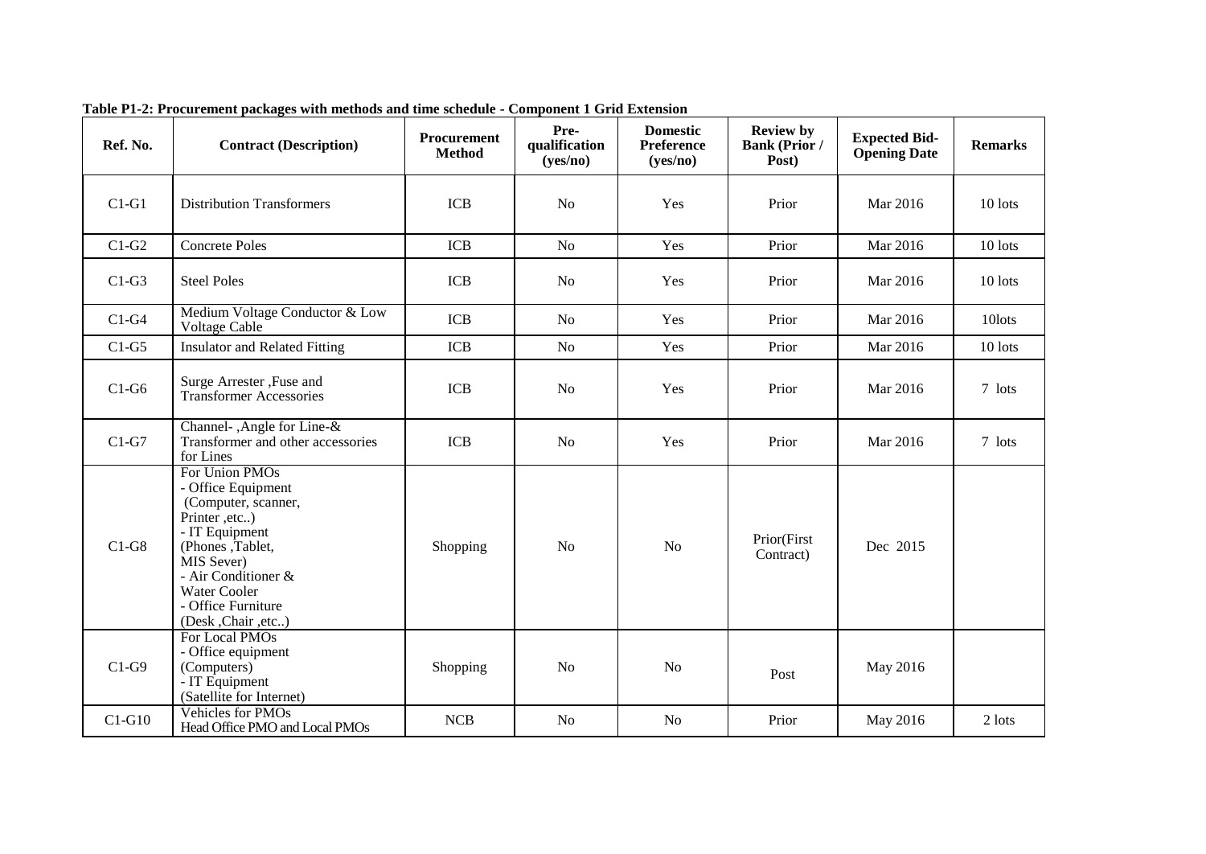**Table P1-2: Procurement packages with methods and time schedule - Component 1 Grid Extension**

| Ref. No. | Contract (Description) | Procurement Method | Pre-qualification (yes/no) | Domestic Preference (yes/no) | Review by Bank (Prior / Post) | Expected Bid-Opening Date | Remarks |
|---|---|---|---|---|---|---|---|
| C1-G1 | Distribution Transformers | ICB | No | Yes | Prior | Mar 2016 | 10 lots |
| C1-G2 | Concrete Poles | ICB | No | Yes | Prior | Mar 2016 | 10 lots |
| C1-G3 | Steel Poles | ICB | No | Yes | Prior | Mar 2016 | 10 lots |
| C1-G4 | Medium Voltage Conductor & Low Voltage Cable | ICB | No | Yes | Prior | Mar 2016 | 10lots |
| C1-G5 | Insulator and Related Fitting | ICB | No | Yes | Prior | Mar 2016 | 10 lots |
| C1-G6 | Surge Arrester ,Fuse and Transformer Accessories | ICB | No | Yes | Prior | Mar 2016 | 7 lots |
| C1-G7 | Channel- ,Angle for Line-& Transformer and other accessories for Lines | ICB | No | Yes | Prior | Mar 2016 | 7 lots |
| C1-G8 | For Union PMOs<br>- Office Equipment (Computer, scanner, Printer ,etc..)<br>- IT Equipment (Phones ,Tablet, MIS Sever)<br>- Air Conditioner & Water Cooler<br>- Office Furniture (Desk ,Chair ,etc..) | Shopping | No | No | Prior(First Contract) | Dec 2015 | |
| C1-G9 | For Local PMOs<br>- Office equipment (Computers)<br>- IT Equipment (Satellite for Internet) | Shopping | No | No | Post | May 2016 | |
| C1-G10 | Vehicles for PMOs<br>Head Office PMO and Local PMOs | NCB | No | No | Prior | May 2016 | 2 lots |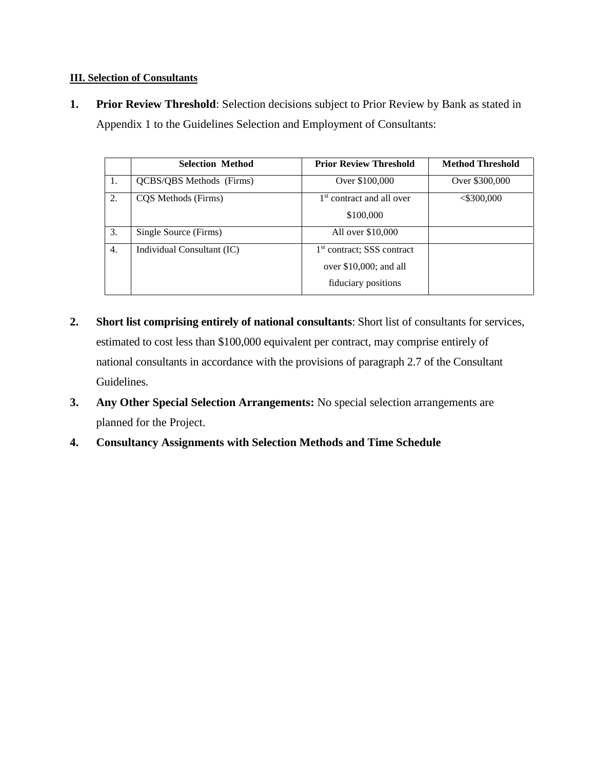**III. Selection of Consultants**

**1.** **Prior Review Threshold**: Selection decisions subject to Prior Review by Bank as stated in Appendix 1 to the Guidelines Selection and Employment of Consultants:

| | Selection Method | Prior Review Threshold | Method Threshold |
|---|---|---|---|
| 1. | QCBS/QBS Methods (Firms) | Over $100,000 | Over $300,000 |
| 2. | CQS Methods (Firms) | 1st contract and all over $100,000 | <$300,000 |
| 3. | Single Source (Firms) | All over $10,000 | |
| 4. | Individual Consultant (IC) | 1st contract; SSS contract over $10,000; and all fiduciary positions | |

**2.** **Short list comprising entirely of national consultants**: Short list of consultants for services, estimated to cost less than $100,000 equivalent per contract, may comprise entirely of national consultants in accordance with the provisions of paragraph 2.7 of the Consultant Guidelines.

**3.** **Any Other Special Selection Arrangements:** No special selection arrangements are planned for the Project.

**4.** **Consultancy Assignments with Selection Methods and Time Schedule**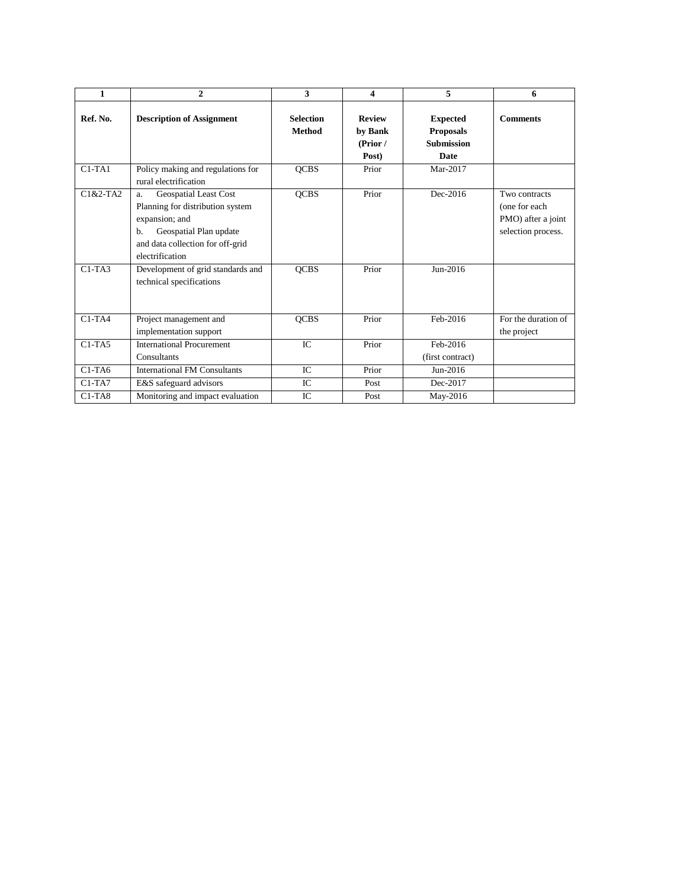| 1 | 2 | 3 | 4 | 5 | 6 |
|---|---|---|---|---|---|
| **Ref. No.** | **Description of Assignment** | **Selection Method** | **Review by Bank (Prior / Post)** | **Expected Proposals Submission Date** | **Comments** |
| C1-TA1 | Policy making and regulations for rural electrification | QCBS | Prior | Mar-2017 | |
| C1&2-TA2 | a. Geospatial Least Cost Planning for distribution system expansion; and<br>b. Geospatial Plan update and data collection for off-grid electrification | QCBS | Prior | Dec-2016 | Two contracts (one for each PMO) after a joint selection process. |
| C1-TA3 | Development of grid standards and technical specifications | QCBS | Prior | Jun-2016 | |
| C1-TA4 | Project management and implementation support | QCBS | Prior | Feb-2016 | For the duration of the project |
| C1-TA5 | International Procurement Consultants | IC | Prior | Feb-2016 (first contract) | |
| C1-TA6 | International FM Consultants | IC | Prior | Jun-2016 | |
| C1-TA7 | E&S safeguard advisors | IC | Post | Dec-2017 | |
| C1-TA8 | Monitoring and impact evaluation | IC | Post | May-2016 | |